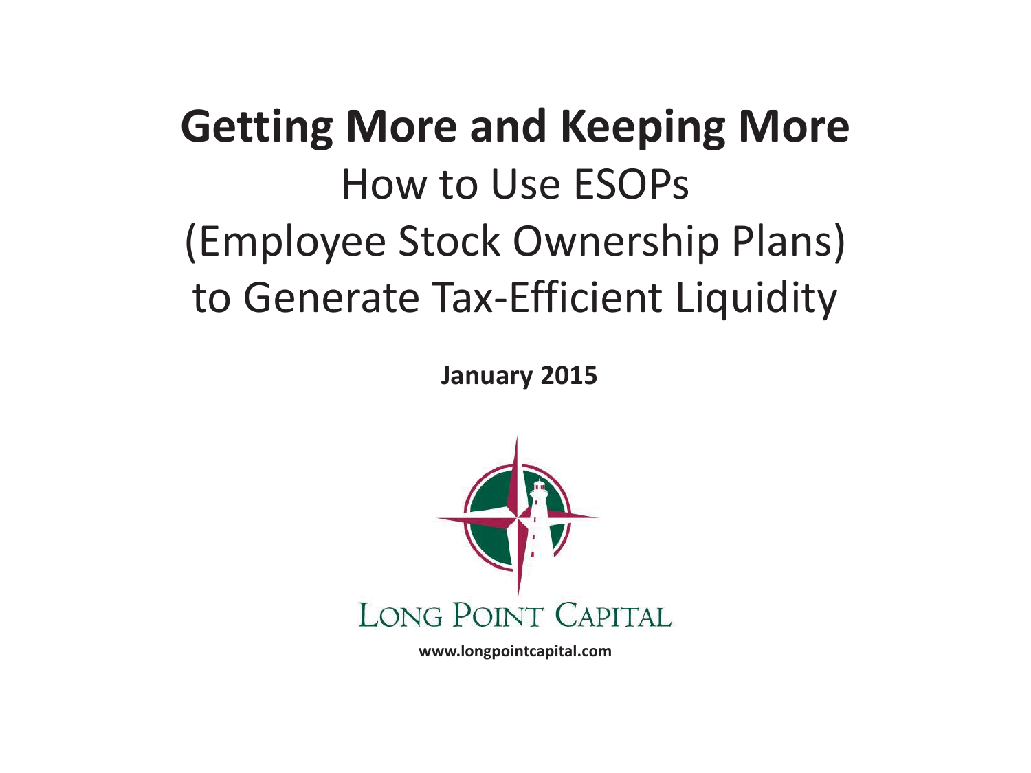# Getting More and Keeping More

## How to Use ESOPs (Employee Stock Ownership Plans) to Generate Tax-Efficient Liquidity

**January 2015**

LONG POINT CAPITAL

**www.longpointcapital.com**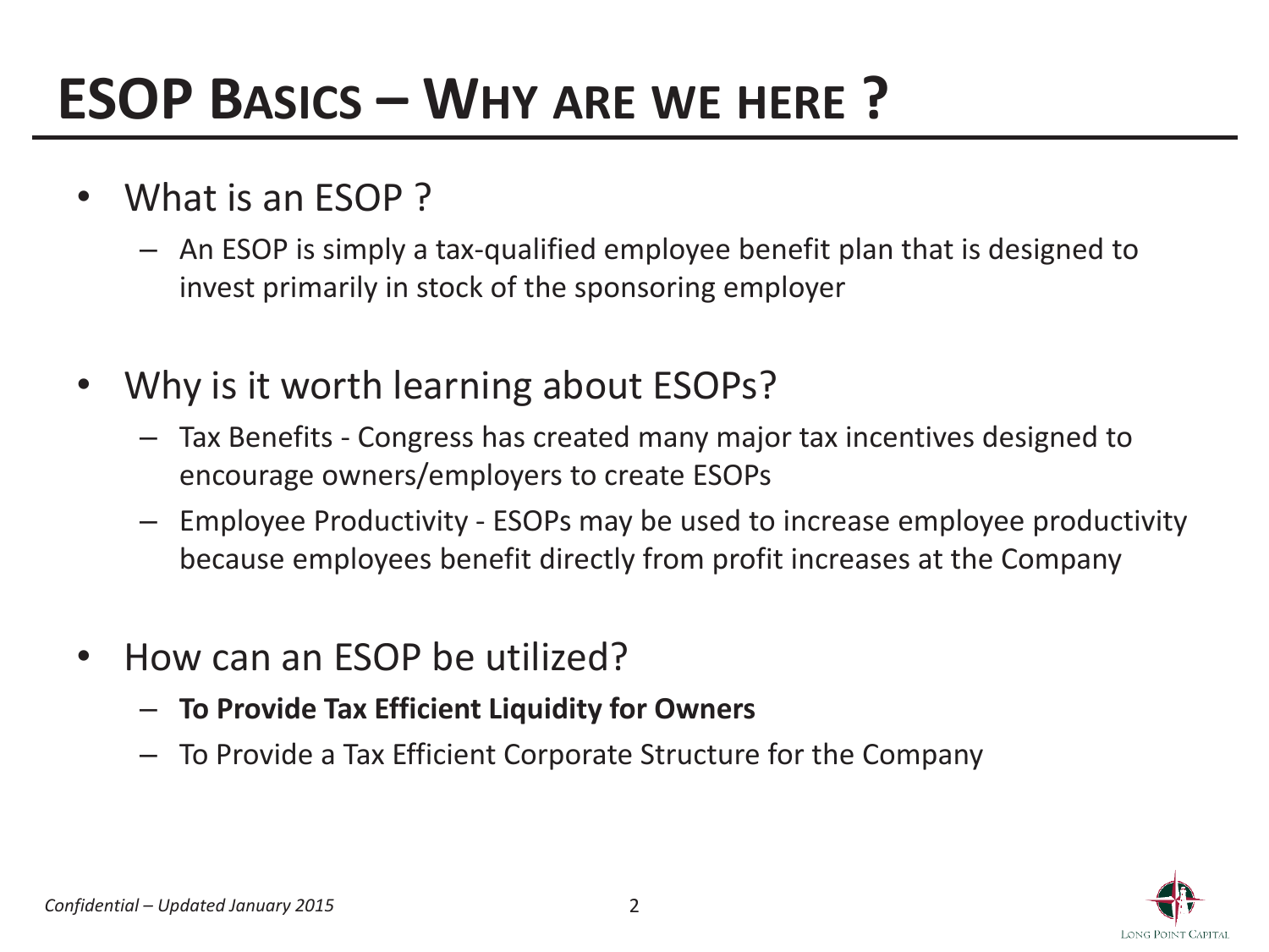# ESOP Basics – Why are we here ?

- What is an ESOP ?
  - An ESOP is simply a tax-qualified employee benefit plan that is designed to invest primarily in stock of the sponsoring employer
- Why is it worth learning about ESOPs?
  - Tax Benefits - Congress has created many major tax incentives designed to encourage owners/employers to create ESOPs
  - Employee Productivity - ESOPs may be used to increase employee productivity because employees benefit directly from profit increases at the Company
- How can an ESOP be utilized?
  - **To Provide Tax Efficient Liquidity for Owners**
  - To Provide a Tax Efficient Corporate Structure for the Company

*Confidential – Updated January 2015*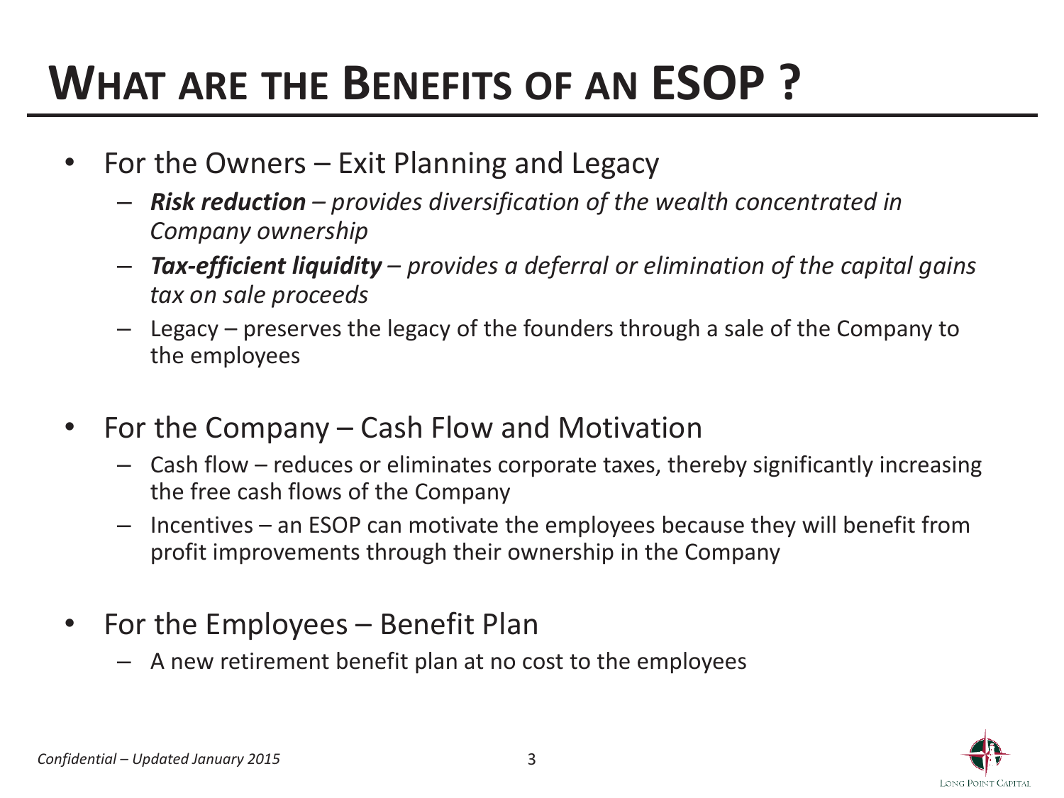# WHAT ARE THE BENEFITS OF AN ESOP ?

- For the Owners – Exit Planning and Legacy
  - ***Risk reduction** – provides diversification of the wealth concentrated in Company ownership*
  - ***Tax-efficient liquidity** – provides a deferral or elimination of the capital gains tax on sale proceeds*
  - Legacy – preserves the legacy of the founders through a sale of the Company to the employees

- For the Company – Cash Flow and Motivation
  - Cash flow – reduces or eliminates corporate taxes, thereby significantly increasing the free cash flows of the Company
  - Incentives – an ESOP can motivate the employees because they will benefit from profit improvements through their ownership in the Company

- For the Employees – Benefit Plan
  - A new retirement benefit plan at no cost to the employees

*Confidential – Updated January 2015*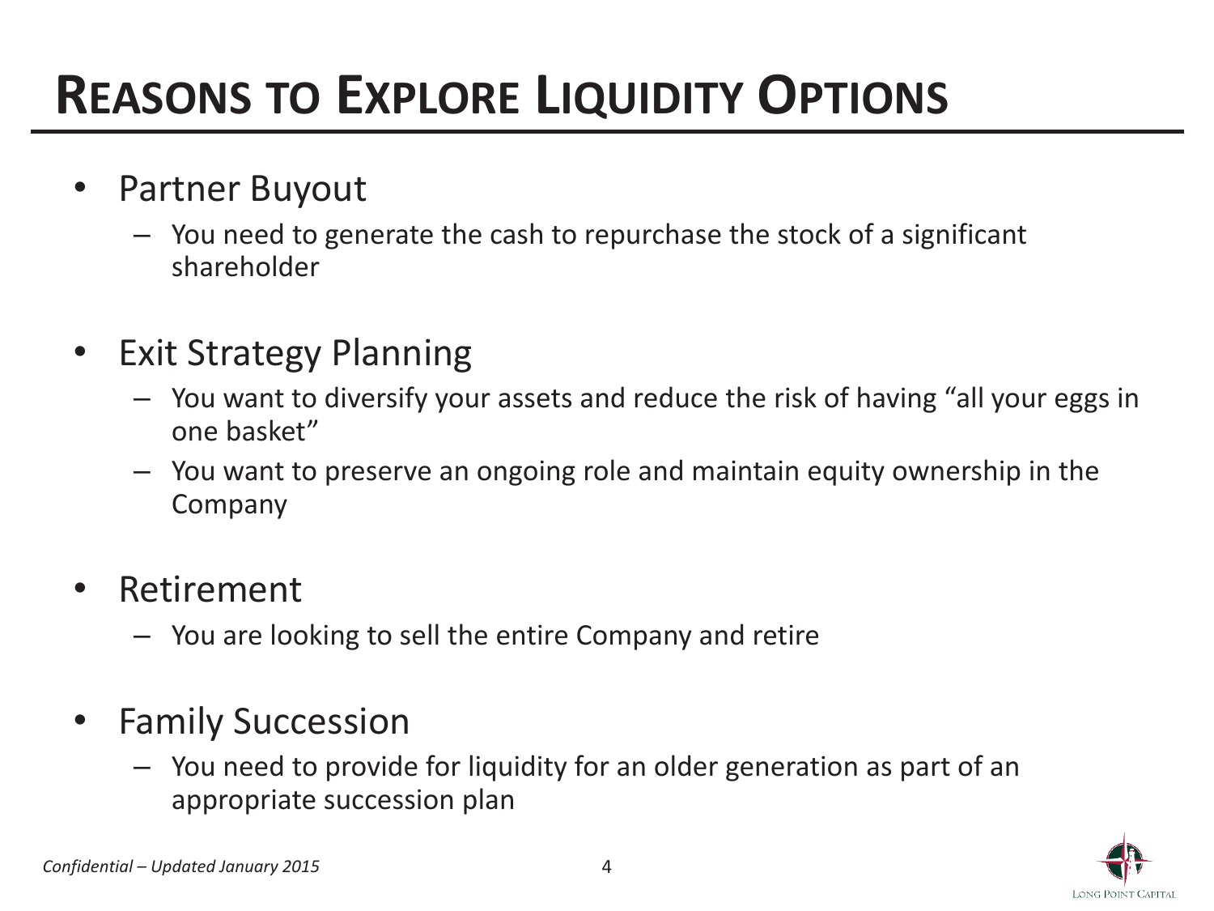# Reasons to Explore Liquidity Options

- Partner Buyout
  - You need to generate the cash to repurchase the stock of a significant shareholder
- Exit Strategy Planning
  - You want to diversify your assets and reduce the risk of having "all your eggs in one basket"
  - You want to preserve an ongoing role and maintain equity ownership in the Company
- Retirement
  - You are looking to sell the entire Company and retire
- Family Succession
  - You need to provide for liquidity for an older generation as part of an appropriate succession plan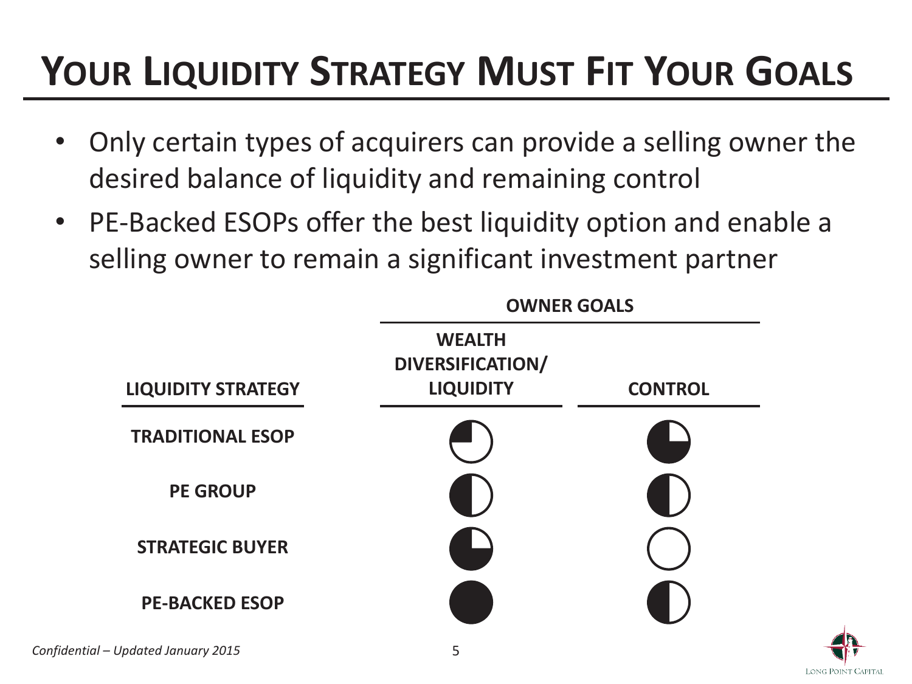# YOUR LIQUIDITY STRATEGY MUST FIT YOUR GOALS

- Only certain types of acquirers can provide a selling owner the desired balance of liquidity and remaining control
- PE-Backed ESOPs offer the best liquidity option and enable a selling owner to remain a significant investment partner

| | OWNER GOALS | |
|---|---|---|
| **LIQUIDITY STRATEGY** | **WEALTH DIVERSIFICATION/ LIQUIDITY** | **CONTROL** |
| **TRADITIONAL ESOP** | ◔ | ◕ |
| **PE GROUP** | ◑ | ◑ |
| **STRATEGIC BUYER** | ◕ | ○ |
| **PE-BACKED ESOP** | ● | ◑ |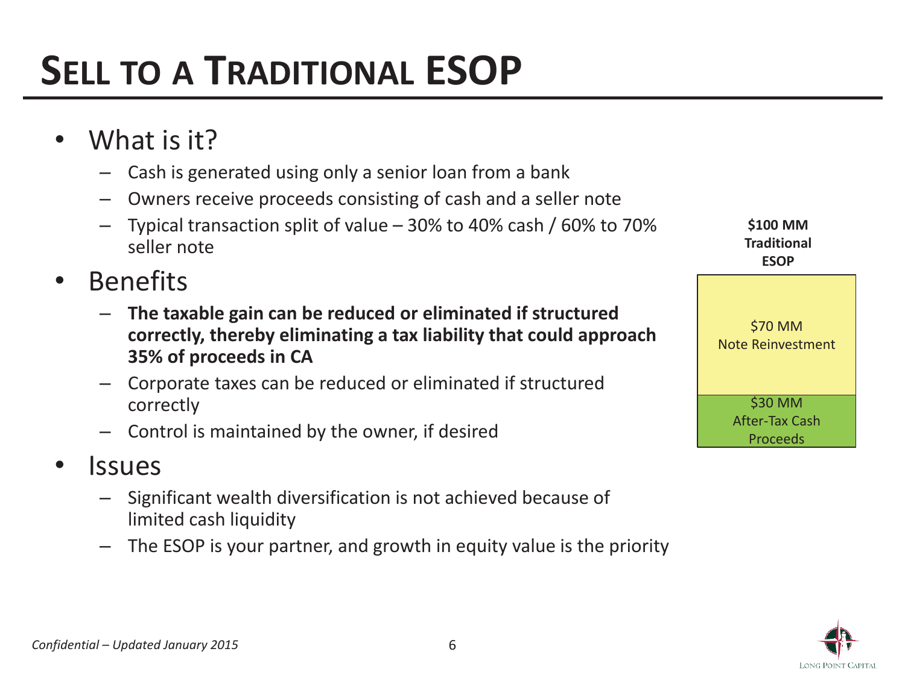# SELL TO A TRADITIONAL ESOP

- What is it?
  - Cash is generated using only a senior loan from a bank
  - Owners receive proceeds consisting of cash and a seller note
  - Typical transaction split of value – 30% to 40% cash / 60% to 70% seller note
- Benefits
  - **The taxable gain can be reduced or eliminated if structured correctly, thereby eliminating a tax liability that could approach 35% of proceeds in CA**
  - Corporate taxes can be reduced or eliminated if structured correctly
  - Control is maintained by the owner, if desired
- Issues
  - Significant wealth diversification is not achieved because of limited cash liquidity
  - The ESOP is your partner, and growth in equity value is the priority

| **$100 MM Traditional ESOP** |
| --- |
| $70 MM Note Reinvestment |
| $30 MM After-Tax Cash Proceeds |

*Confidential – Updated January 2015*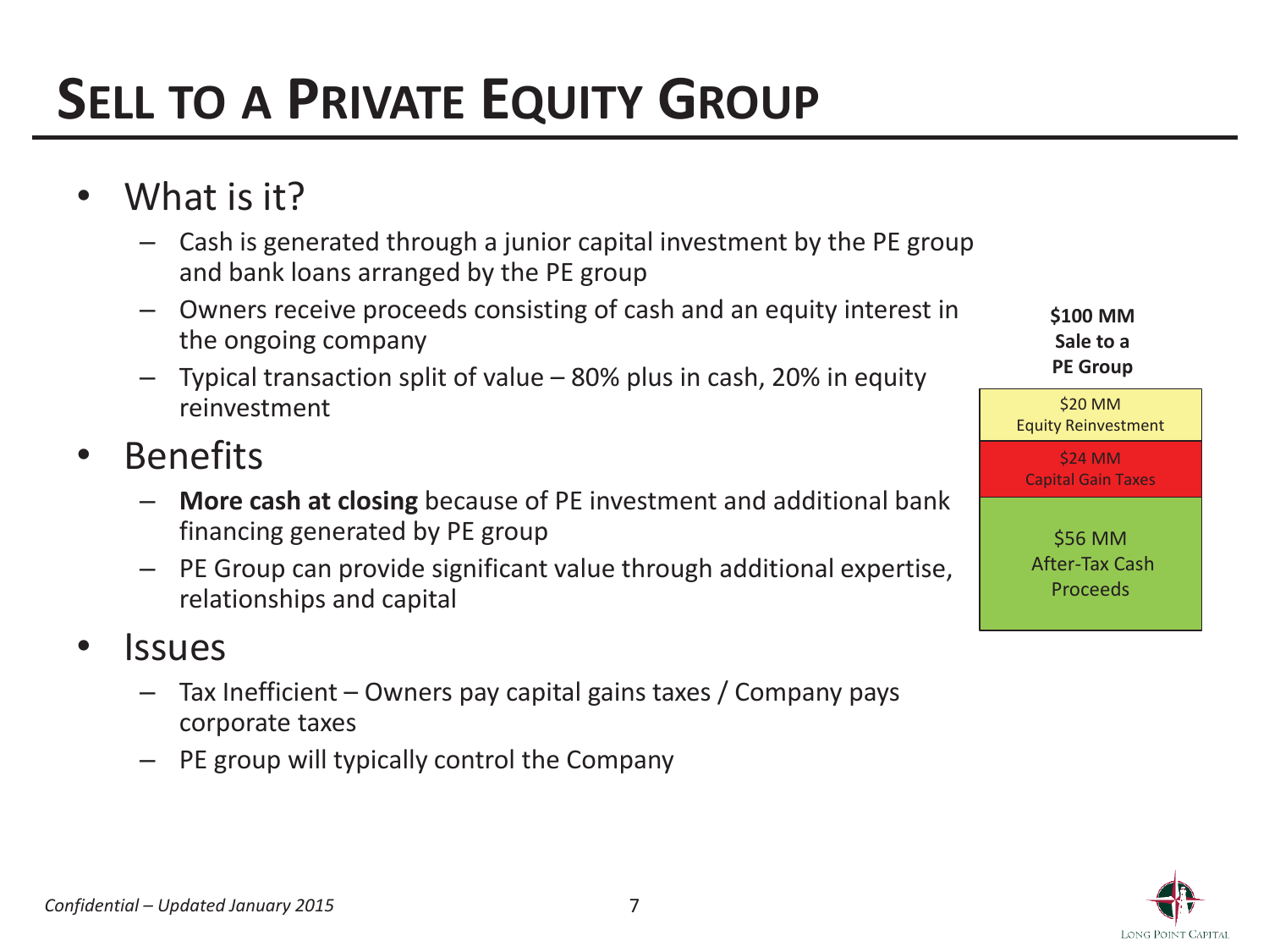# SELL TO A PRIVATE EQUITY GROUP

- What is it?
  - Cash is generated through a junior capital investment by the PE group and bank loans arranged by the PE group
  - Owners receive proceeds consisting of cash and an equity interest in the ongoing company
  - Typical transaction split of value – 80% plus in cash, 20% in equity reinvestment
- Benefits
  - **More cash at closing** because of PE investment and additional bank financing generated by PE group
  - PE Group can provide significant value through additional expertise, relationships and capital
- Issues
  - Tax Inefficient – Owners pay capital gains taxes / Company pays corporate taxes
  - PE group will typically control the Company

| **$100 MM Sale to a PE Group** |
| --- |
| $20 MM Equity Reinvestment |
| $24 MM Capital Gain Taxes |
| $56 MM After-Tax Cash Proceeds |

*Confidential – Updated January 2015*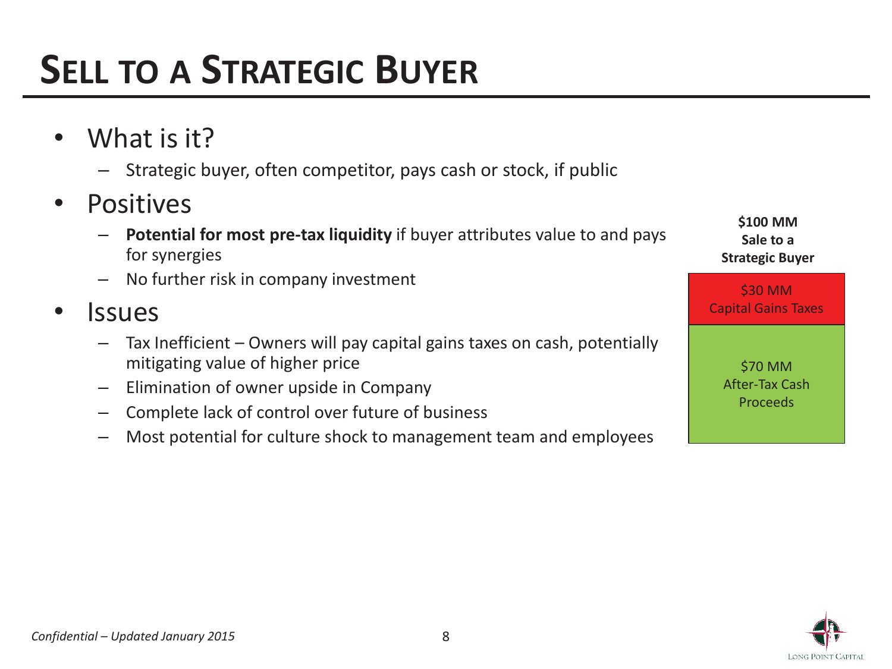# SELL TO A STRATEGIC BUYER

- What is it?
  - Strategic buyer, often competitor, pays cash or stock, if public
- Positives
  - **Potential for most pre-tax liquidity** if buyer attributes value to and pays for synergies
  - No further risk in company investment
- Issues
  - Tax Inefficient – Owners will pay capital gains taxes on cash, potentially mitigating value of higher price
  - Elimination of owner upside in Company
  - Complete lack of control over future of business
  - Most potential for culture shock to management team and employees

**$100 MM Sale to a Strategic Buyer**

| |
|---|
| $30 MM Capital Gains Taxes |
| $70 MM After-Tax Cash Proceeds |

*Confidential – Updated January 2015*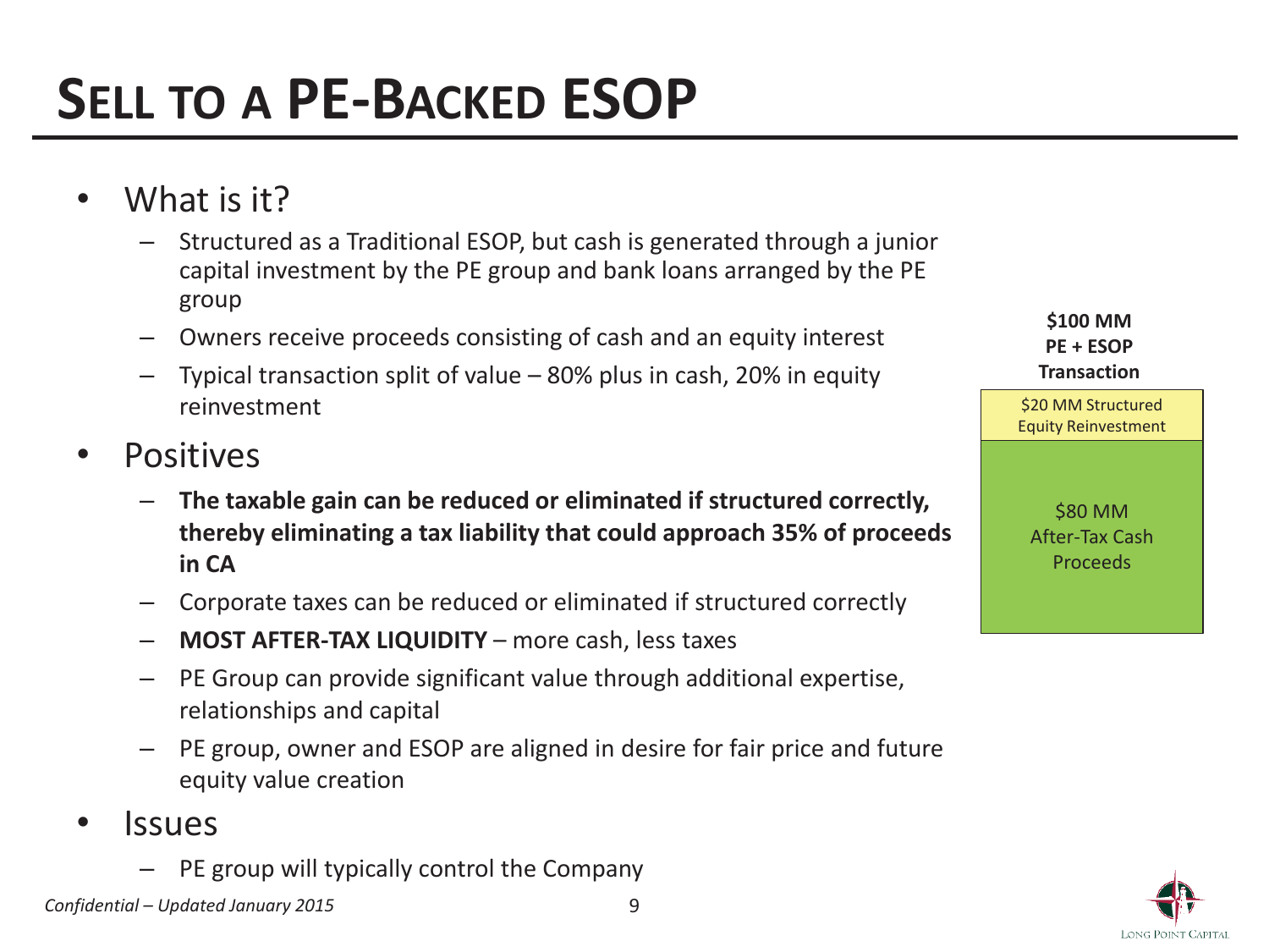# SELL TO A PE-BACKED ESOP

- What is it?
  - Structured as a Traditional ESOP, but cash is generated through a junior capital investment by the PE group and bank loans arranged by the PE group
  - Owners receive proceeds consisting of cash and an equity interest
  - Typical transaction split of value – 80% plus in cash, 20% in equity reinvestment
- Positives
  - **The taxable gain can be reduced or eliminated if structured correctly, thereby eliminating a tax liability that could approach 35% of proceeds in CA**
  - Corporate taxes can be reduced or eliminated if structured correctly
  - **MOST AFTER-TAX LIQUIDITY** – more cash, less taxes
  - PE Group can provide significant value through additional expertise, relationships and capital
  - PE group, owner and ESOP are aligned in desire for fair price and future equity value creation
- Issues
  - PE group will typically control the Company

**$100 MM PE + ESOP Transaction**

| $100 MM PE + ESOP Transaction |
| --- |
| $20 MM Structured Equity Reinvestment |
| $80 MM After-Tax Cash Proceeds |

*Confidential – Updated January 2015*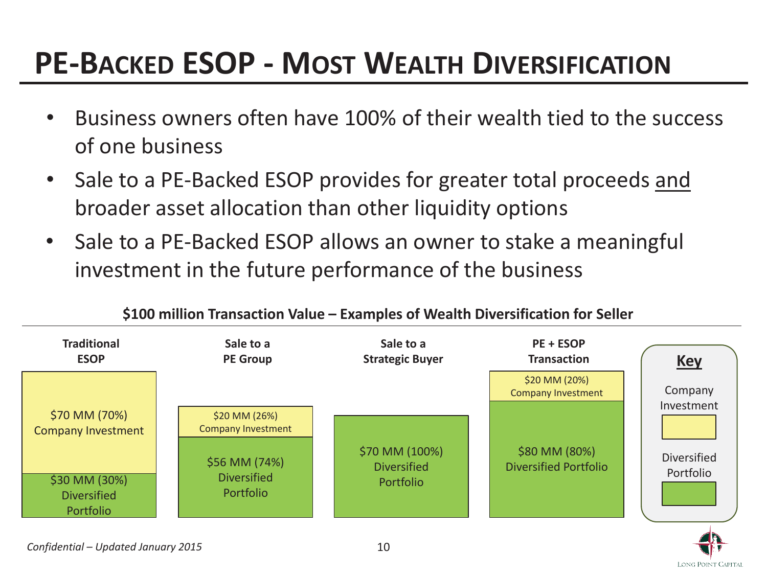# PE-Backed ESOP - Most Wealth Diversification

- Business owners often have 100% of their wealth tied to the success of one business
- Sale to a PE-Backed ESOP provides for greater total proceeds and broader asset allocation than other liquidity options
- Sale to a PE-Backed ESOP allows an owner to stake a meaningful investment in the future performance of the business

**$100 million Transaction Value – Examples of Wealth Diversification for Seller**

| | Traditional ESOP | Sale to a PE Group | Sale to a Strategic Buyer | PE + ESOP Transaction |
|---|---|---|---|---|
| Company Investment | $70 MM (70%) | $20 MM (26%) | | $20 MM (20%) |
| Diversified Portfolio | $30 MM (30%) | $56 MM (74%) | $70 MM (100%) | $80 MM (80%) |

*Confidential – Updated January 2015*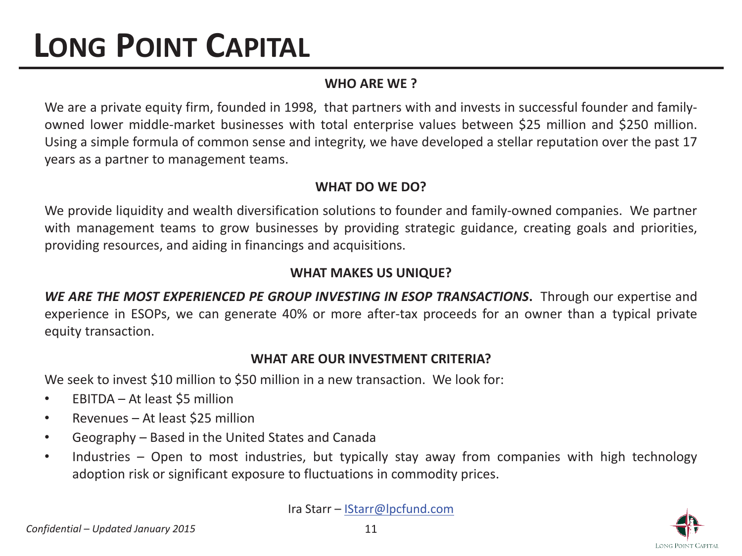# LONG POINT CAPITAL

### WHO ARE WE ?

We are a private equity firm, founded in 1998, that partners with and invests in successful founder and family-owned lower middle-market businesses with total enterprise values between $25 million and $250 million. Using a simple formula of common sense and integrity, we have developed a stellar reputation over the past 17 years as a partner to management teams.

### WHAT DO WE DO?

We provide liquidity and wealth diversification solutions to founder and family-owned companies. We partner with management teams to grow businesses by providing strategic guidance, creating goals and priorities, providing resources, and aiding in financings and acquisitions.

### WHAT MAKES US UNIQUE?

***WE ARE THE MOST EXPERIENCED PE GROUP INVESTING IN ESOP TRANSACTIONS*.** Through our expertise and experience in ESOPs, we can generate 40% or more after-tax proceeds for an owner than a typical private equity transaction.

### WHAT ARE OUR INVESTMENT CRITERIA?

We seek to invest $10 million to $50 million in a new transaction. We look for:

- EBITDA – At least $5 million
- Revenues – At least $25 million
- Geography – Based in the United States and Canada
- Industries – Open to most industries, but typically stay away from companies with high technology adoption risk or significant exposure to fluctuations in commodity prices.

Ira Starr – IStarr@lpcfund.com

*Confidential – Updated January 2015*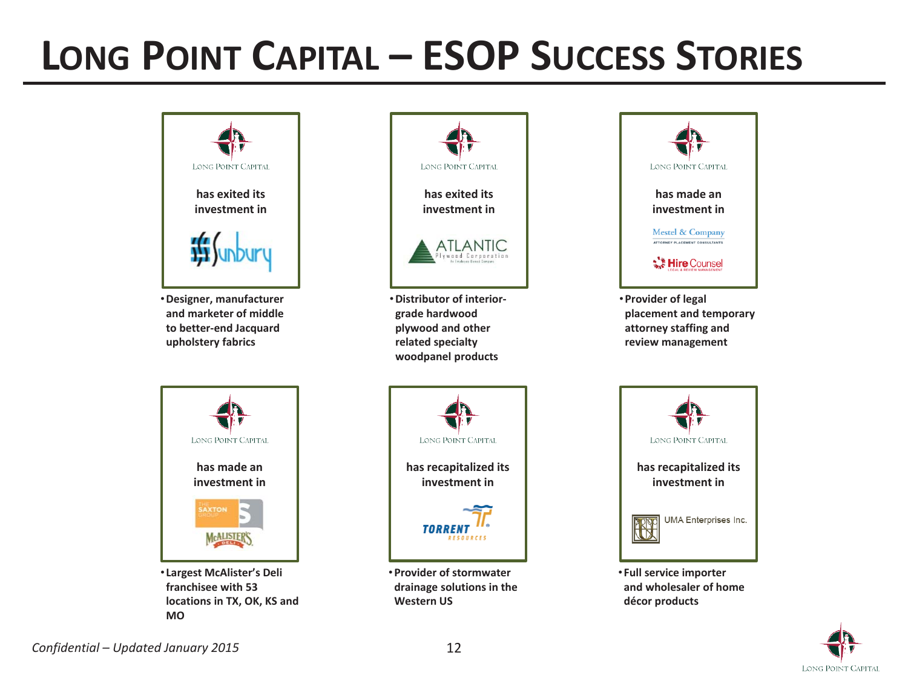# Long Point Capital – ESOP Success Stories

Long Point Capital

**has exited its investment in**

Sunbury

- **Designer, manufacturer and marketer of middle to better-end Jacquard upholstery fabrics**

Long Point Capital

**has exited its investment in**

ATLANTIC Plywood Corporation

- **Distributor of interior-grade hardwood plywood and other related specialty woodpanel products**

Long Point Capital

**has made an investment in**

Mestel & Company
ATTORNEY PLACEMENT CONSULTANTS

Hire Counsel
LEGAL & REVIEW MANAGEMENT

- **Provider of legal placement and temporary attorney staffing and review management**

Long Point Capital

**has made an investment in**

THE SAXTON GROUP

McALISTER'S DELI

- **Largest McAlister's Deli franchisee with 53 locations in TX, OK, KS and MO**

Long Point Capital

**has recapitalized its investment in**

TORRENT RESOURCES

- **Provider of stormwater drainage solutions in the Western US**

Long Point Capital

**has recapitalized its investment in**

UMA Enterprises Inc.

- **Full service importer and wholesaler of home décor products**

*Confidential – Updated January 2015*

Long Point Capital